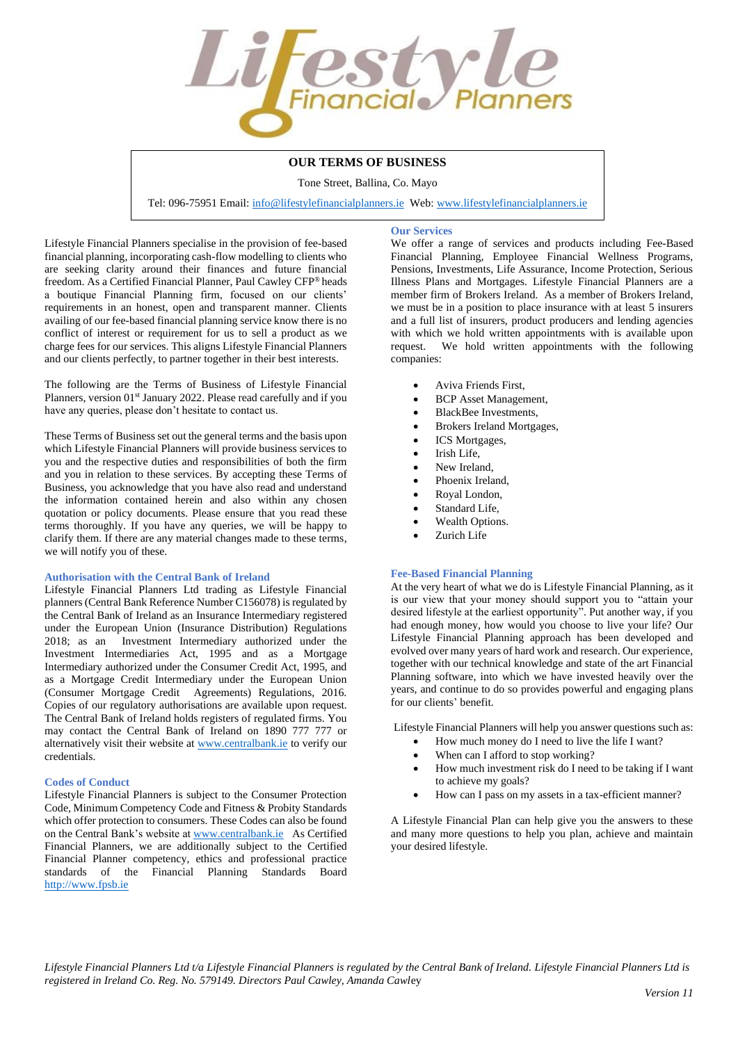# OUR TERMS OF BUSINESS

Tone Street, Ballina, Co. Mayo

Tel: 096-75951 Email: info@lifestylefinancialplanners.ie Web: www.lifestylefinancialplanners.ie

Lifestyle Financial Planners specialise in the provision of fee-based financial planning, incorporating cash-flow modelling to clients who are seeking clarity around their finances and future financial freedom. As a Certified Financial Planner, Paul Cawley CFP® heads a boutique Financial Planning firm, focused on our clients' requirements in an honest, open and transparent manner. Clients availing of our fee-based financial planning service know there is no conflict of interest or requirement for us to sell a product as we charge fees for our services. This aligns Lifestyle Financial Planners and our clients perfectly, to partner together in their best interests.

The following are the Terms of Business of Lifestyle Financial Planners, version 01st January 2022. Please read carefully and if you have any queries, please don't hesitate to contact us.

These Terms of Business set out the general terms and the basis upon which Lifestyle Financial Planners will provide business services to you and the respective duties and responsibilities of both the firm and you in relation to these services. By accepting these Terms of Business, you acknowledge that you have also read and understand the information contained herein and also within any chosen quotation or policy documents. Please ensure that you read these terms thoroughly. If you have any queries, we will be happy to clarify them. If there are any material changes made to these terms, we will notify you of these.

### Authorisation with the Central Bank of Ireland

Lifestyle Financial Planners Ltd trading as Lifestyle Financial planners (Central Bank Reference Number C156078) is regulated by the Central Bank of Ireland as an Insurance Intermediary registered under the European Union (Insurance Distribution) Regulations 2018; as an Investment Intermediary authorized under the Investment Intermediaries Act, 1995 and as a Mortgage Intermediary authorized under the Consumer Credit Act, 1995, and as a Mortgage Credit Intermediary under the European Union (Consumer Mortgage Credit Agreements) Regulations, 2016. Copies of our regulatory authorisations are available upon request. The Central Bank of Ireland holds registers of regulated firms. You may contact the Central Bank of Ireland on 1890 777 777 or alternatively visit their website at www.centralbank.ie to verify our credentials.

### Codes of Conduct

Lifestyle Financial Planners is subject to the Consumer Protection Code, Minimum Competency Code and Fitness & Probity Standards which offer protection to consumers. These Codes can also be found on the Central Bank's website at www.centralbank.ie As Certified Financial Planners, we are additionally subject to the Certified Financial Planner competency, ethics and professional practice standards of the Financial Planning Standards Board http://www.fpsb.ie

### Our Services

We offer a range of services and products including Fee-Based Financial Planning, Employee Financial Wellness Programs, Pensions, Investments, Life Assurance, Income Protection, Serious Illness Plans and Mortgages. Lifestyle Financial Planners are a member firm of Brokers Ireland. As a member of Brokers Ireland, we must be in a position to place insurance with at least 5 insurers and a full list of insurers, product producers and lending agencies with which we hold written appointments with is available upon request. We hold written appointments with the following companies:

- Aviva Friends First,
- BCP Asset Management,
- BlackBee Investments,
- Brokers Ireland Mortgages,
- ICS Mortgages,
- Irish Life,
- New Ireland,
- Phoenix Ireland,
- Royal London,
- Standard Life,
- Wealth Options.
- Zurich Life

### Fee-Based Financial Planning

At the very heart of what we do is Lifestyle Financial Planning, as it is our view that your money should support you to "attain your desired lifestyle at the earliest opportunity". Put another way, if you had enough money, how would you choose to live your life? Our Lifestyle Financial Planning approach has been developed and evolved over many years of hard work and research. Our experience, together with our technical knowledge and state of the art Financial Planning software, into which we have invested heavily over the years, and continue to do so provides powerful and engaging plans for our clients' benefit.

Lifestyle Financial Planners will help you answer questions such as:

- How much money do I need to live the life I want?
- When can I afford to stop working?
- How much investment risk do I need to be taking if I want to achieve my goals?
- How can I pass on my assets in a tax-efficient manner?

A Lifestyle Financial Plan can help give you the answers to these and many more questions to help you plan, achieve and maintain your desired lifestyle.

*Lifestyle Financial Planners Ltd t/a Lifestyle Financial Planners is regulated by the Central Bank of Ireland. Lifestyle Financial Planners Ltd is registered in Ireland Co. Reg. No. 579149. Directors Paul Cawley, Amanda Cawley*

*Version 11*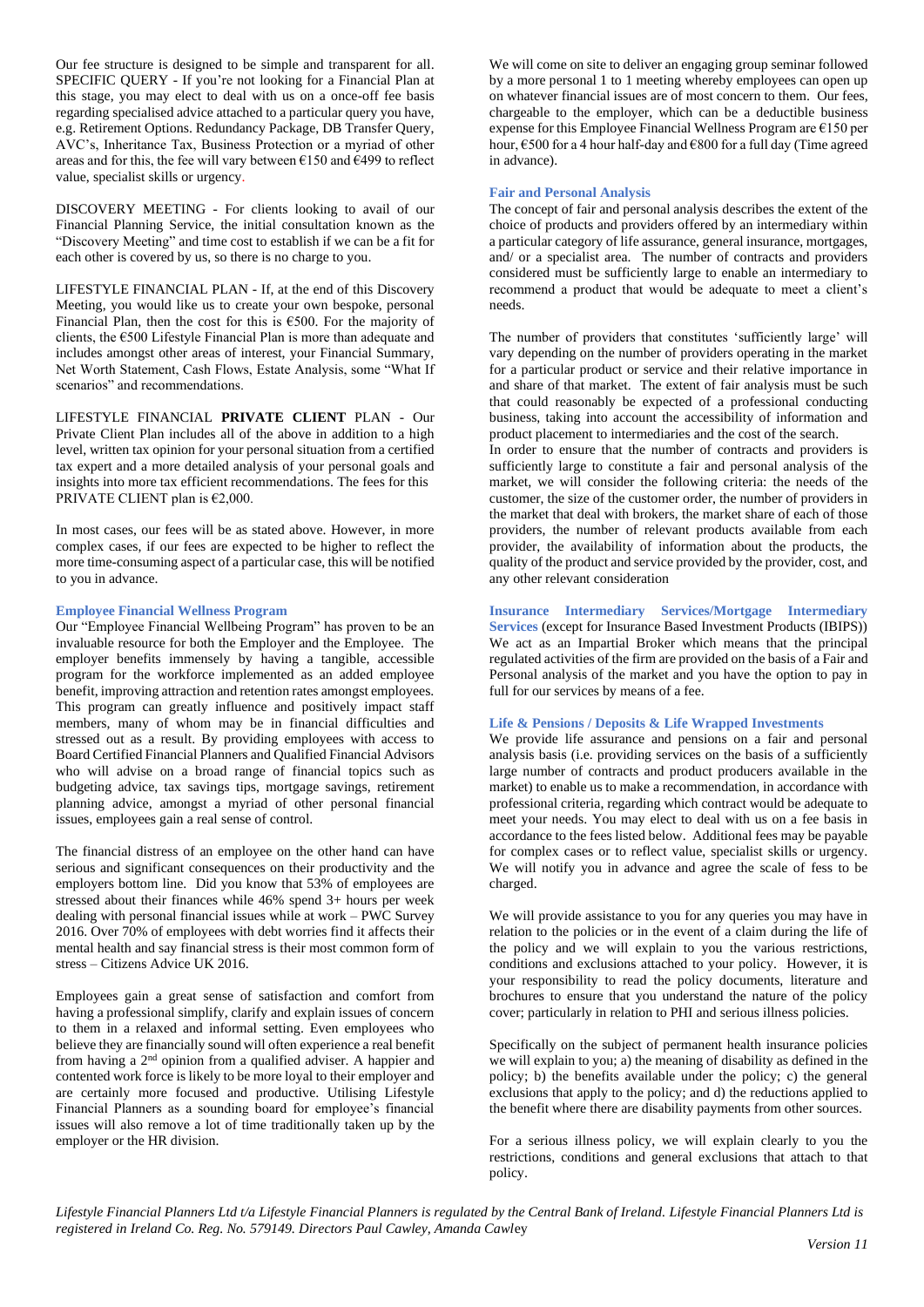Our fee structure is designed to be simple and transparent for all. SPECIFIC QUERY - If you're not looking for a Financial Plan at this stage, you may elect to deal with us on a once-off fee basis regarding specialised advice attached to a particular query you have, e.g. Retirement Options. Redundancy Package, DB Transfer Query, AVC's, Inheritance Tax, Business Protection or a myriad of other areas and for this, the fee will vary between €150 and €499 to reflect value, specialist skills or urgency.

DISCOVERY MEETING - For clients looking to avail of our Financial Planning Service, the initial consultation known as the "Discovery Meeting" and time cost to establish if we can be a fit for each other is covered by us, so there is no charge to you.

LIFESTYLE FINANCIAL PLAN - If, at the end of this Discovery Meeting, you would like us to create your own bespoke, personal Financial Plan, then the cost for this is €500. For the majority of clients, the €500 Lifestyle Financial Plan is more than adequate and includes amongst other areas of interest, your Financial Summary, Net Worth Statement, Cash Flows, Estate Analysis, some "What If scenarios" and recommendations.

LIFESTYLE FINANCIAL **PRIVATE CLIENT** PLAN - Our Private Client Plan includes all of the above in addition to a high level, written tax opinion for your personal situation from a certified tax expert and a more detailed analysis of your personal goals and insights into more tax efficient recommendations. The fees for this PRIVATE CLIENT plan is €2,000.

In most cases, our fees will be as stated above. However, in more complex cases, if our fees are expected to be higher to reflect the more time-consuming aspect of a particular case, this will be notified to you in advance.

### Employee Financial Wellness Program

Our "Employee Financial Wellbeing Program" has proven to be an invaluable resource for both the Employer and the Employee. The employer benefits immensely by having a tangible, accessible program for the workforce implemented as an added employee benefit, improving attraction and retention rates amongst employees. This program can greatly influence and positively impact staff members, many of whom may be in financial difficulties and stressed out as a result. By providing employees with access to Board Certified Financial Planners and Qualified Financial Advisors who will advise on a broad range of financial topics such as budgeting advice, tax savings tips, mortgage savings, retirement planning advice, amongst a myriad of other personal financial issues, employees gain a real sense of control.

The financial distress of an employee on the other hand can have serious and significant consequences on their productivity and the employers bottom line. Did you know that 53% of employees are stressed about their finances while 46% spend 3+ hours per week dealing with personal financial issues while at work – PWC Survey 2016. Over 70% of employees with debt worries find it affects their mental health and say financial stress is their most common form of stress – Citizens Advice UK 2016.

Employees gain a great sense of satisfaction and comfort from having a professional simplify, clarify and explain issues of concern to them in a relaxed and informal setting. Even employees who believe they are financially sound will often experience a real benefit from having a 2nd opinion from a qualified adviser. A happier and contented work force is likely to be more loyal to their employer and are certainly more focused and productive. Utilising Lifestyle Financial Planners as a sounding board for employee's financial issues will also remove a lot of time traditionally taken up by the employer or the HR division.

We will come on site to deliver an engaging group seminar followed by a more personal 1 to 1 meeting whereby employees can open up on whatever financial issues are of most concern to them. Our fees, chargeable to the employer, which can be a deductible business expense for this Employee Financial Wellness Program are €150 per hour, €500 for a 4 hour half-day and €800 for a full day (Time agreed in advance).

### Fair and Personal Analysis

The concept of fair and personal analysis describes the extent of the choice of products and providers offered by an intermediary within a particular category of life assurance, general insurance, mortgages, and/ or a specialist area. The number of contracts and providers considered must be sufficiently large to enable an intermediary to recommend a product that would be adequate to meet a client's needs.

The number of providers that constitutes 'sufficiently large' will vary depending on the number of providers operating in the market for a particular product or service and their relative importance in and share of that market. The extent of fair analysis must be such that could reasonably be expected of a professional conducting business, taking into account the accessibility of information and product placement to intermediaries and the cost of the search.
In order to ensure that the number of contracts and providers is sufficiently large to constitute a fair and personal analysis of the market, we will consider the following criteria: the needs of the customer, the size of the customer order, the number of providers in the market that deal with brokers, the market share of each of those providers, the number of relevant products available from each provider, the availability of information about the products, the quality of the product and service provided by the provider, cost, and any other relevant consideration

### Insurance Intermediary Services/Mortgage Intermediary Services (except for Insurance Based Investment Products (IBIPS))

We act as an Impartial Broker which means that the principal regulated activities of the firm are provided on the basis of a Fair and Personal analysis of the market and you have the option to pay in full for our services by means of a fee.

### Life & Pensions / Deposits & Life Wrapped Investments

We provide life assurance and pensions on a fair and personal analysis basis (i.e. providing services on the basis of a sufficiently large number of contracts and product producers available in the market) to enable us to make a recommendation, in accordance with professional criteria, regarding which contract would be adequate to meet your needs. You may elect to deal with us on a fee basis in accordance to the fees listed below. Additional fees may be payable for complex cases or to reflect value, specialist skills or urgency. We will notify you in advance and agree the scale of fess to be charged.

We will provide assistance to you for any queries you may have in relation to the policies or in the event of a claim during the life of the policy and we will explain to you the various restrictions, conditions and exclusions attached to your policy. However, it is your responsibility to read the policy documents, literature and brochures to ensure that you understand the nature of the policy cover; particularly in relation to PHI and serious illness policies.

Specifically on the subject of permanent health insurance policies we will explain to you; a) the meaning of disability as defined in the policy; b) the benefits available under the policy; c) the general exclusions that apply to the policy; and d) the reductions applied to the benefit where there are disability payments from other sources.

For a serious illness policy, we will explain clearly to you the restrictions, conditions and general exclusions that attach to that policy.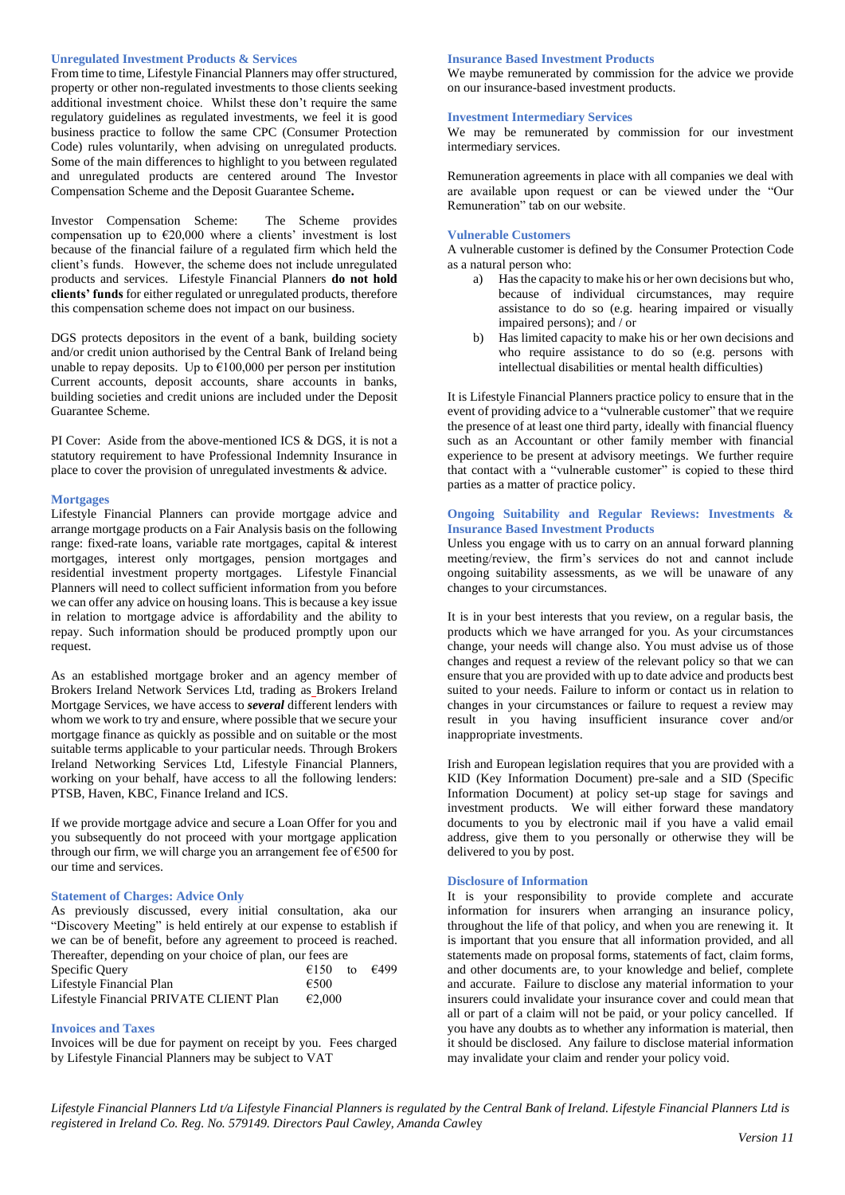### Unregulated Investment Products & Services

From time to time, Lifestyle Financial Planners may offer structured, property or other non-regulated investments to those clients seeking additional investment choice. Whilst these don't require the same regulatory guidelines as regulated investments, we feel it is good business practice to follow the same CPC (Consumer Protection Code) rules voluntarily, when advising on unregulated products. Some of the main differences to highlight to you between regulated and unregulated products are centered around The Investor Compensation Scheme and the Deposit Guarantee Scheme**.**

Investor Compensation Scheme: The Scheme provides compensation up to €20,000 where a clients' investment is lost because of the financial failure of a regulated firm which held the client's funds. However, the scheme does not include unregulated products and services. Lifestyle Financial Planners **do not hold clients' funds** for either regulated or unregulated products, therefore this compensation scheme does not impact on our business.

DGS protects depositors in the event of a bank, building society and/or credit union authorised by the Central Bank of Ireland being unable to repay deposits. Up to €100,000 per person per institution Current accounts, deposit accounts, share accounts in banks, building societies and credit unions are included under the Deposit Guarantee Scheme.

PI Cover: Aside from the above-mentioned ICS & DGS, it is not a statutory requirement to have Professional Indemnity Insurance in place to cover the provision of unregulated investments & advice.

### Mortgages

Lifestyle Financial Planners can provide mortgage advice and arrange mortgage products on a Fair Analysis basis on the following range: fixed-rate loans, variable rate mortgages, capital & interest mortgages, interest only mortgages, pension mortgages and residential investment property mortgages. Lifestyle Financial Planners will need to collect sufficient information from you before we can offer any advice on housing loans. This is because a key issue in relation to mortgage advice is affordability and the ability to repay. Such information should be produced promptly upon our request.

As an established mortgage broker and an agency member of Brokers Ireland Network Services Ltd, trading as Brokers Ireland Mortgage Services, we have access to ***several*** different lenders with whom we work to try and ensure, where possible that we secure your mortgage finance as quickly as possible and on suitable or the most suitable terms applicable to your particular needs. Through Brokers Ireland Networking Services Ltd, Lifestyle Financial Planners, working on your behalf, have access to all the following lenders: PTSB, Haven, KBC, Finance Ireland and ICS.

If we provide mortgage advice and secure a Loan Offer for you and you subsequently do not proceed with your mortgage application through our firm, we will charge you an arrangement fee of €500 for our time and services.

### Statement of Charges: Advice Only

As previously discussed, every initial consultation, aka our "Discovery Meeting" is held entirely at our expense to establish if we can be of benefit, before any agreement to proceed is reached. Thereafter, depending on your choice of plan, our fees are

| | |
|---|---|
| Specific Query | €150 to €499 |
| Lifestyle Financial Plan | €500 |
| Lifestyle Financial PRIVATE CLIENT Plan | €2,000 |

### Invoices and Taxes

Invoices will be due for payment on receipt by you. Fees charged by Lifestyle Financial Planners may be subject to VAT

### Insurance Based Investment Products

We maybe remunerated by commission for the advice we provide on our insurance-based investment products.

### Investment Intermediary Services

We may be remunerated by commission for our investment intermediary services.

Remuneration agreements in place with all companies we deal with are available upon request or can be viewed under the "Our Remuneration" tab on our website.

### Vulnerable Customers

A vulnerable customer is defined by the Consumer Protection Code as a natural person who:

a) Has the capacity to make his or her own decisions but who, because of individual circumstances, may require assistance to do so (e.g. hearing impaired or visually impaired persons); and / or
b) Has limited capacity to make his or her own decisions and who require assistance to do so (e.g. persons with intellectual disabilities or mental health difficulties)

It is Lifestyle Financial Planners practice policy to ensure that in the event of providing advice to a "vulnerable customer" that we require the presence of at least one third party, ideally with financial fluency such as an Accountant or other family member with financial experience to be present at advisory meetings. We further require that contact with a "vulnerable customer" is copied to these third parties as a matter of practice policy.

### Ongoing Suitability and Regular Reviews: Investments & Insurance Based Investment Products

Unless you engage with us to carry on an annual forward planning meeting/review, the firm's services do not and cannot include ongoing suitability assessments, as we will be unaware of any changes to your circumstances.

It is in your best interests that you review, on a regular basis, the products which we have arranged for you. As your circumstances change, your needs will change also. You must advise us of those changes and request a review of the relevant policy so that we can ensure that you are provided with up to date advice and products best suited to your needs. Failure to inform or contact us in relation to changes in your circumstances or failure to request a review may result in you having insufficient insurance cover and/or inappropriate investments.

Irish and European legislation requires that you are provided with a KID (Key Information Document) pre-sale and a SID (Specific Information Document) at policy set-up stage for savings and investment products. We will either forward these mandatory documents to you by electronic mail if you have a valid email address, give them to you personally or otherwise they will be delivered to you by post.

### Disclosure of Information

It is your responsibility to provide complete and accurate information for insurers when arranging an insurance policy, throughout the life of that policy, and when you are renewing it. It is important that you ensure that all information provided, and all statements made on proposal forms, statements of fact, claim forms, and other documents are, to your knowledge and belief, complete and accurate. Failure to disclose any material information to your insurers could invalidate your insurance cover and could mean that all or part of a claim will not be paid, or your policy cancelled. If you have any doubts as to whether any information is material, then it should be disclosed. Any failure to disclose material information may invalidate your claim and render your policy void.

*Lifestyle Financial Planners Ltd t/a Lifestyle Financial Planners is regulated by the Central Bank of Ireland. Lifestyle Financial Planners Ltd is registered in Ireland Co. Reg. No. 579149. Directors Paul Cawley, Amanda Cawley*

*Version 11*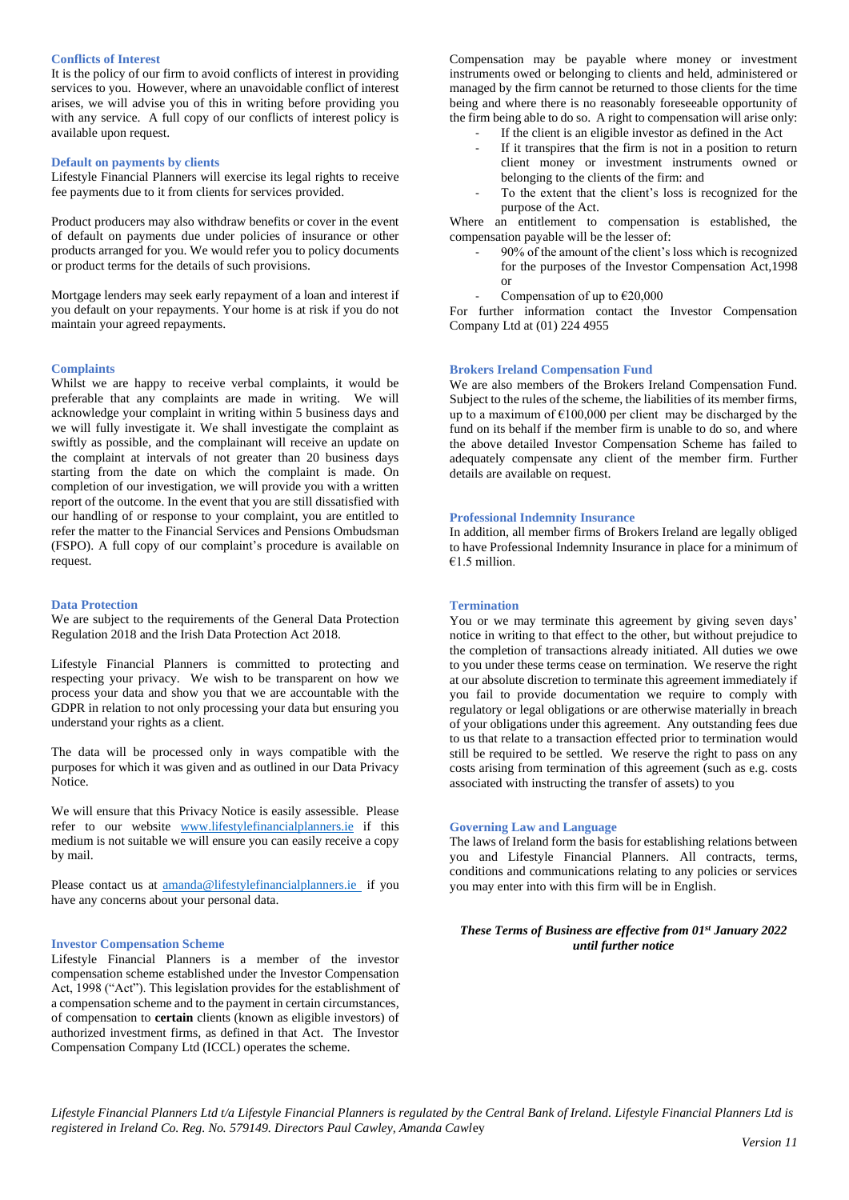### Conflicts of Interest

It is the policy of our firm to avoid conflicts of interest in providing services to you. However, where an unavoidable conflict of interest arises, we will advise you of this in writing before providing you with any service. A full copy of our conflicts of interest policy is available upon request.

### Default on payments by clients

Lifestyle Financial Planners will exercise its legal rights to receive fee payments due to it from clients for services provided.

Product producers may also withdraw benefits or cover in the event of default on payments due under policies of insurance or other products arranged for you. We would refer you to policy documents or product terms for the details of such provisions.

Mortgage lenders may seek early repayment of a loan and interest if you default on your repayments. Your home is at risk if you do not maintain your agreed repayments.

### Complaints

Whilst we are happy to receive verbal complaints, it would be preferable that any complaints are made in writing. We will acknowledge your complaint in writing within 5 business days and we will fully investigate it. We shall investigate the complaint as swiftly as possible, and the complainant will receive an update on the complaint at intervals of not greater than 20 business days starting from the date on which the complaint is made. On completion of our investigation, we will provide you with a written report of the outcome. In the event that you are still dissatisfied with our handling of or response to your complaint, you are entitled to refer the matter to the Financial Services and Pensions Ombudsman (FSPO). A full copy of our complaint's procedure is available on request.

### Data Protection

We are subject to the requirements of the General Data Protection Regulation 2018 and the Irish Data Protection Act 2018.

Lifestyle Financial Planners is committed to protecting and respecting your privacy. We wish to be transparent on how we process your data and show you that we are accountable with the GDPR in relation to not only processing your data but ensuring you understand your rights as a client.

The data will be processed only in ways compatible with the purposes for which it was given and as outlined in our Data Privacy Notice.

We will ensure that this Privacy Notice is easily assessible. Please refer to our website www.lifestylefinancialplanners.ie if this medium is not suitable we will ensure you can easily receive a copy by mail.

Please contact us at amanda@lifestylefinancialplanners.ie if you have any concerns about your personal data.

### Investor Compensation Scheme

Lifestyle Financial Planners is a member of the investor compensation scheme established under the Investor Compensation Act, 1998 ("Act"). This legislation provides for the establishment of a compensation scheme and to the payment in certain circumstances, of compensation to **certain** clients (known as eligible investors) of authorized investment firms, as defined in that Act. The Investor Compensation Company Ltd (ICCL) operates the scheme.

Compensation may be payable where money or investment instruments owed or belonging to clients and held, administered or managed by the firm cannot be returned to those clients for the time being and where there is no reasonably foreseeable opportunity of the firm being able to do so. A right to compensation will arise only:

- If the client is an eligible investor as defined in the Act
- If it transpires that the firm is not in a position to return client money or investment instruments owned or belonging to the clients of the firm: and
- To the extent that the client's loss is recognized for the purpose of the Act.

Where an entitlement to compensation is established, the compensation payable will be the lesser of:

- 90% of the amount of the client's loss which is recognized for the purposes of the Investor Compensation Act,1998 or
- Compensation of up to €20,000

For further information contact the Investor Compensation Company Ltd at (01) 224 4955

### Brokers Ireland Compensation Fund

We are also members of the Brokers Ireland Compensation Fund. Subject to the rules of the scheme, the liabilities of its member firms, up to a maximum of €100,000 per client may be discharged by the fund on its behalf if the member firm is unable to do so, and where the above detailed Investor Compensation Scheme has failed to adequately compensate any client of the member firm. Further details are available on request.

### Professional Indemnity Insurance

In addition, all member firms of Brokers Ireland are legally obliged to have Professional Indemnity Insurance in place for a minimum of €1.5 million.

### Termination

You or we may terminate this agreement by giving seven days' notice in writing to that effect to the other, but without prejudice to the completion of transactions already initiated. All duties we owe to you under these terms cease on termination. We reserve the right at our absolute discretion to terminate this agreement immediately if you fail to provide documentation we require to comply with regulatory or legal obligations or are otherwise materially in breach of your obligations under this agreement. Any outstanding fees due to us that relate to a transaction effected prior to termination would still be required to be settled. We reserve the right to pass on any costs arising from termination of this agreement (such as e.g. costs associated with instructing the transfer of assets) to you

### Governing Law and Language

The laws of Ireland form the basis for establishing relations between you and Lifestyle Financial Planners. All contracts, terms, conditions and communications relating to any policies or services you may enter into with this firm will be in English.

***These Terms of Business are effective from 01st January 2022 until further notice***

*Lifestyle Financial Planners Ltd t/a Lifestyle Financial Planners is regulated by the Central Bank of Ireland. Lifestyle Financial Planners Ltd is registered in Ireland Co. Reg. No. 579149. Directors Paul Cawley, Amanda Cawley*

*Version 11*